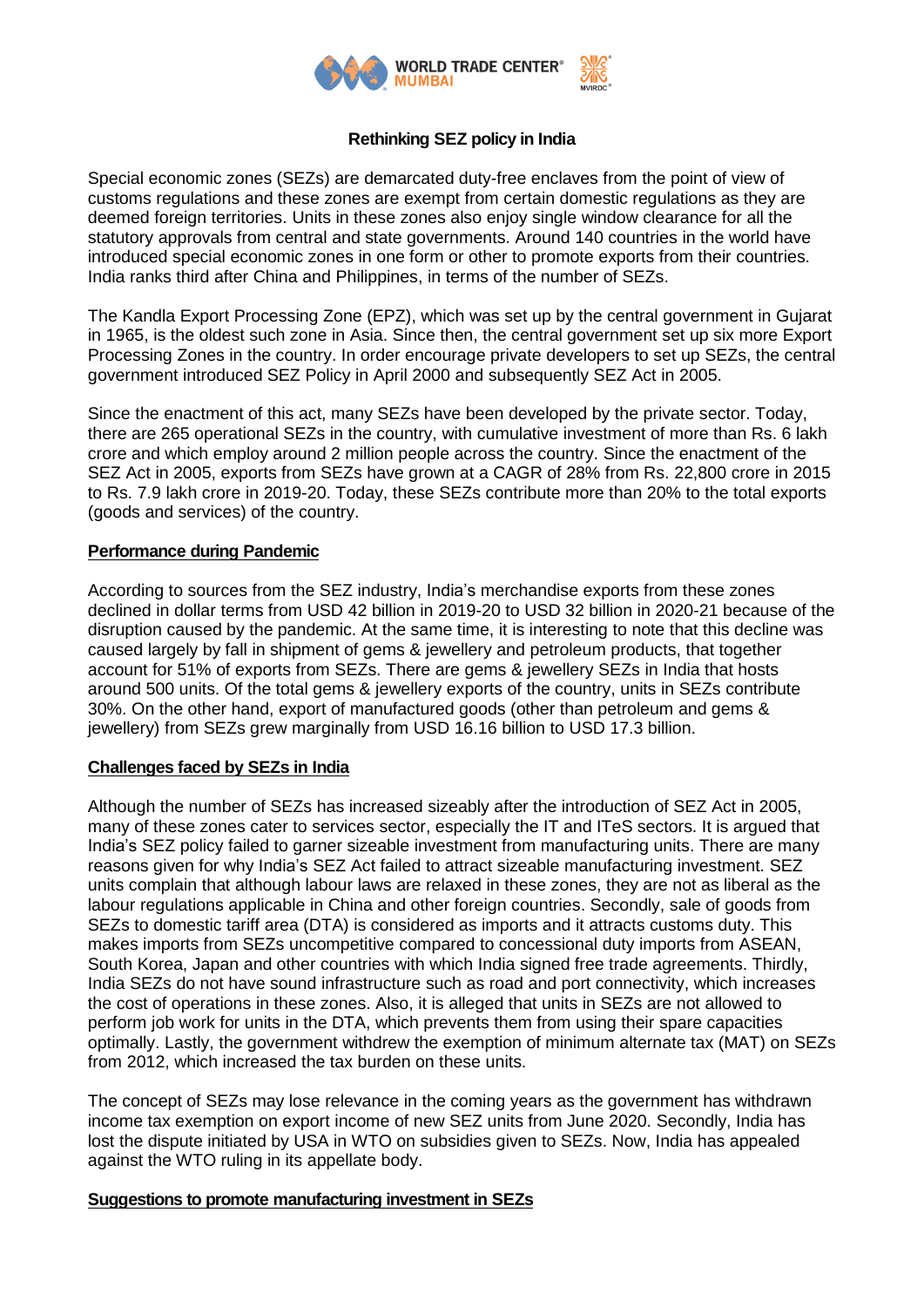# Rethinking SEZ policy in India

Special economic zones (SEZs) are demarcated duty-free enclaves from the point of view of customs regulations and these zones are exempt from certain domestic regulations as they are deemed foreign territories. Units in these zones also enjoy single window clearance for all the statutory approvals from central and state governments. Around 140 countries in the world have introduced special economic zones in one form or other to promote exports from their countries. India ranks third after China and Philippines, in terms of the number of SEZs.

The Kandla Export Processing Zone (EPZ), which was set up by the central government in Gujarat in 1965, is the oldest such zone in Asia. Since then, the central government set up six more Export Processing Zones in the country. In order encourage private developers to set up SEZs, the central government introduced SEZ Policy in April 2000 and subsequently SEZ Act in 2005.

Since the enactment of this act, many SEZs have been developed by the private sector. Today, there are 265 operational SEZs in the country, with cumulative investment of more than Rs. 6 lakh crore and which employ around 2 million people across the country. Since the enactment of the SEZ Act in 2005, exports from SEZs have grown at a CAGR of 28% from Rs. 22,800 crore in 2015 to Rs. 7.9 lakh crore in 2019-20. Today, these SEZs contribute more than 20% to the total exports (goods and services) of the country.

## Performance during Pandemic

According to sources from the SEZ industry, India's merchandise exports from these zones declined in dollar terms from USD 42 billion in 2019-20 to USD 32 billion in 2020-21 because of the disruption caused by the pandemic. At the same time, it is interesting to note that this decline was caused largely by fall in shipment of gems & jewellery and petroleum products, that together account for 51% of exports from SEZs. There are gems & jewellery SEZs in India that hosts around 500 units. Of the total gems & jewellery exports of the country, units in SEZs contribute 30%. On the other hand, export of manufactured goods (other than petroleum and gems & jewellery) from SEZs grew marginally from USD 16.16 billion to USD 17.3 billion.

## Challenges faced by SEZs in India

Although the number of SEZs has increased sizeably after the introduction of SEZ Act in 2005, many of these zones cater to services sector, especially the IT and ITeS sectors. It is argued that India's SEZ policy failed to garner sizeable investment from manufacturing units. There are many reasons given for why India's SEZ Act failed to attract sizeable manufacturing investment. SEZ units complain that although labour laws are relaxed in these zones, they are not as liberal as the labour regulations applicable in China and other foreign countries. Secondly, sale of goods from SEZs to domestic tariff area (DTA) is considered as imports and it attracts customs duty. This makes imports from SEZs uncompetitive compared to concessional duty imports from ASEAN, South Korea, Japan and other countries with which India signed free trade agreements. Thirdly, India SEZs do not have sound infrastructure such as road and port connectivity, which increases the cost of operations in these zones. Also, it is alleged that units in SEZs are not allowed to perform job work for units in the DTA, which prevents them from using their spare capacities optimally. Lastly, the government withdrew the exemption of minimum alternate tax (MAT) on SEZs from 2012, which increased the tax burden on these units.

The concept of SEZs may lose relevance in the coming years as the government has withdrawn income tax exemption on export income of new SEZ units from June 2020. Secondly, India has lost the dispute initiated by USA in WTO on subsidies given to SEZs. Now, India has appealed against the WTO ruling in its appellate body.

## Suggestions to promote manufacturing investment in SEZs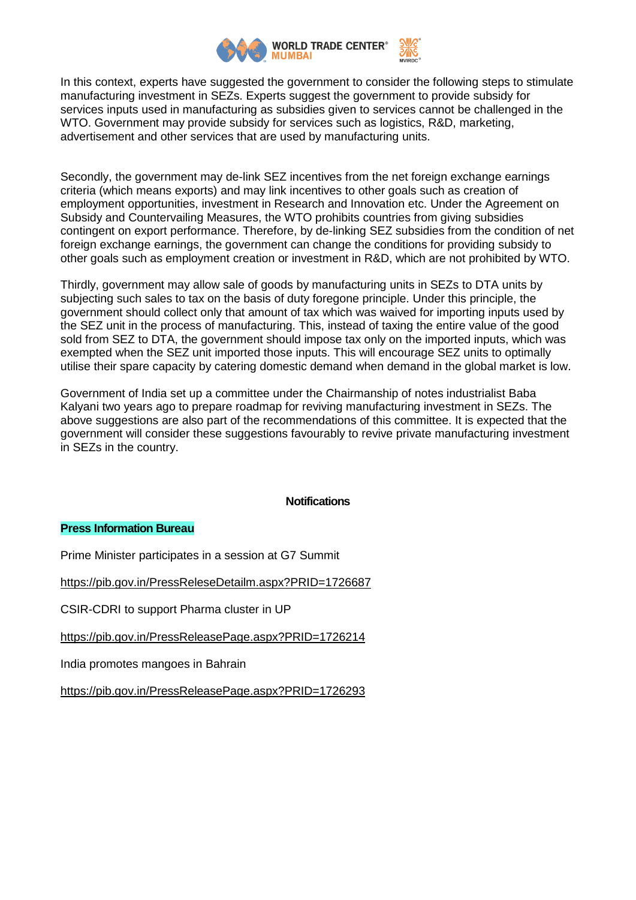In this context, experts have suggested the government to consider the following steps to stimulate manufacturing investment in SEZs. Experts suggest the government to provide subsidy for services inputs used in manufacturing as subsidies given to services cannot be challenged in the WTO. Government may provide subsidy for services such as logistics, R&D, marketing, advertisement and other services that are used by manufacturing units.

Secondly, the government may de-link SEZ incentives from the net foreign exchange earnings criteria (which means exports) and may link incentives to other goals such as creation of employment opportunities, investment in Research and Innovation etc. Under the Agreement on Subsidy and Countervailing Measures, the WTO prohibits countries from giving subsidies contingent on export performance. Therefore, by de-linking SEZ subsidies from the condition of net foreign exchange earnings, the government can change the conditions for providing subsidy to other goals such as employment creation or investment in R&D, which are not prohibited by WTO.

Thirdly, government may allow sale of goods by manufacturing units in SEZs to DTA units by subjecting such sales to tax on the basis of duty foregone principle. Under this principle, the government should collect only that amount of tax which was waived for importing inputs used by the SEZ unit in the process of manufacturing. This, instead of taxing the entire value of the good sold from SEZ to DTA, the government should impose tax only on the imported inputs, which was exempted when the SEZ unit imported those inputs. This will encourage SEZ units to optimally utilise their spare capacity by catering domestic demand when demand in the global market is low.

Government of India set up a committee under the Chairmanship of notes industrialist Baba Kalyani two years ago to prepare roadmap for reviving manufacturing investment in SEZs. The above suggestions are also part of the recommendations of this committee. It is expected that the government will consider these suggestions favourably to revive private manufacturing investment in SEZs in the country.

**Notifications**

**Press Information Bureau**

Prime Minister participates in a session at G7 Summit

https://pib.gov.in/PressReleseDetailm.aspx?PRID=1726687

CSIR-CDRI to support Pharma cluster in UP

https://pib.gov.in/PressReleasePage.aspx?PRID=1726214

India promotes mangoes in Bahrain

https://pib.gov.in/PressReleasePage.aspx?PRID=1726293